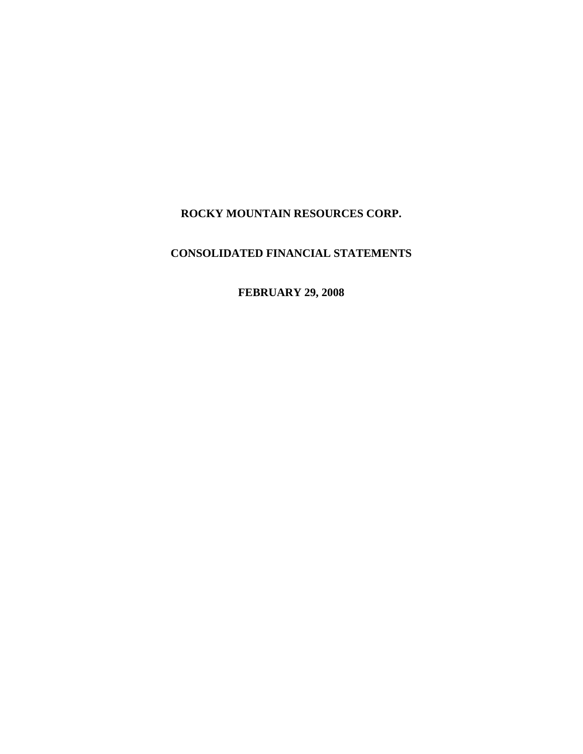**ROCKY MOUNTAIN RESOURCES CORP.**

**CONSOLIDATED FINANCIAL STATEMENTS**

**FEBRUARY 29, 2008**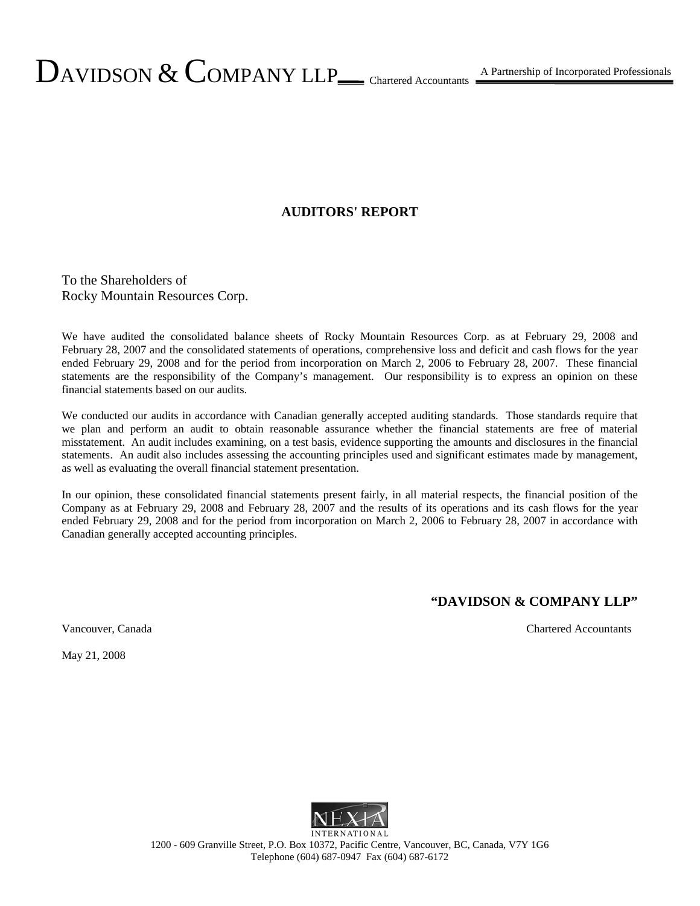DAVIDSON & COMPANY LLP Chartered Accountants A Partnership of Incorporated Professionals

# AUDITORS' REPORT

To the Shareholders of
Rocky Mountain Resources Corp.

We have audited the consolidated balance sheets of Rocky Mountain Resources Corp. as at February 29, 2008 and February 28, 2007 and the consolidated statements of operations, comprehensive loss and deficit and cash flows for the year ended February 29, 2008 and for the period from incorporation on March 2, 2006 to February 28, 2007. These financial statements are the responsibility of the Company's management. Our responsibility is to express an opinion on these financial statements based on our audits.

We conducted our audits in accordance with Canadian generally accepted auditing standards. Those standards require that we plan and perform an audit to obtain reasonable assurance whether the financial statements are free of material misstatement. An audit includes examining, on a test basis, evidence supporting the amounts and disclosures in the financial statements. An audit also includes assessing the accounting principles used and significant estimates made by management, as well as evaluating the overall financial statement presentation.

In our opinion, these consolidated financial statements present fairly, in all material respects, the financial position of the Company as at February 29, 2008 and February 28, 2007 and the results of its operations and its cash flows for the year ended February 29, 2008 and for the period from incorporation on March 2, 2006 to February 28, 2007 in accordance with Canadian generally accepted accounting principles.

**"DAVIDSON & COMPANY LLP"**

Vancouver, Canada Chartered Accountants

May 21, 2008

NEXIA INTERNATIONAL

1200 - 609 Granville Street, P.O. Box 10372, Pacific Centre, Vancouver, BC, Canada, V7Y 1G6
Telephone (604) 687-0947 Fax (604) 687-6172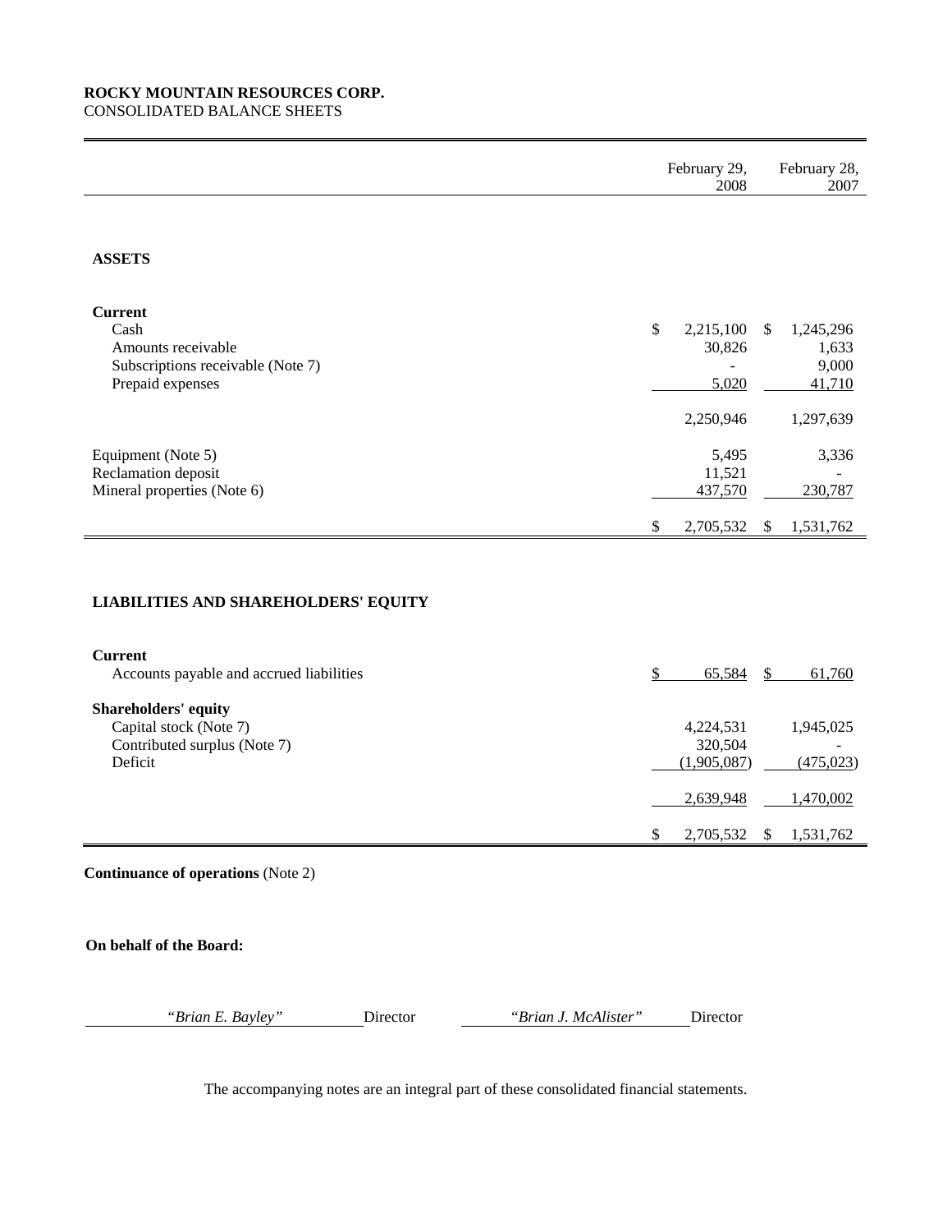**ROCKY MOUNTAIN RESOURCES CORP.**
CONSOLIDATED BALANCE SHEETS

| | February 29, 2008 | February 28, 2007 |
|---|---|---|
| **ASSETS** | | |
| **Current** | | |
| Cash | $ 2,215,100 | $ 1,245,296 |
| Amounts receivable | 30,826 | 1,633 |
| Subscriptions receivable (Note 7) | - | 9,000 |
| Prepaid expenses | 5,020 | 41,710 |
| | 2,250,946 | 1,297,639 |
| Equipment (Note 5) | 5,495 | 3,336 |
| Reclamation deposit | 11,521 | - |
| Mineral properties (Note 6) | 437,570 | 230,787 |
| | $ 2,705,532 | $ 1,531,762 |
| **LIABILITIES AND SHAREHOLDERS' EQUITY** | | |
| **Current** | | |
| Accounts payable and accrued liabilities | $ 65,584 | $ 61,760 |
| **Shareholders' equity** | | |
| Capital stock (Note 7) | 4,224,531 | 1,945,025 |
| Contributed surplus (Note 7) | 320,504 | - |
| Deficit | (1,905,087) | (475,023) |
| | 2,639,948 | 1,470,002 |
| | $ 2,705,532 | $ 1,531,762 |

**Continuance of operations** (Note 2)

**On behalf of the Board:**

*"Brian E. Bayley"* Director *"Brian J. McAlister"* Director

The accompanying notes are an integral part of these consolidated financial statements.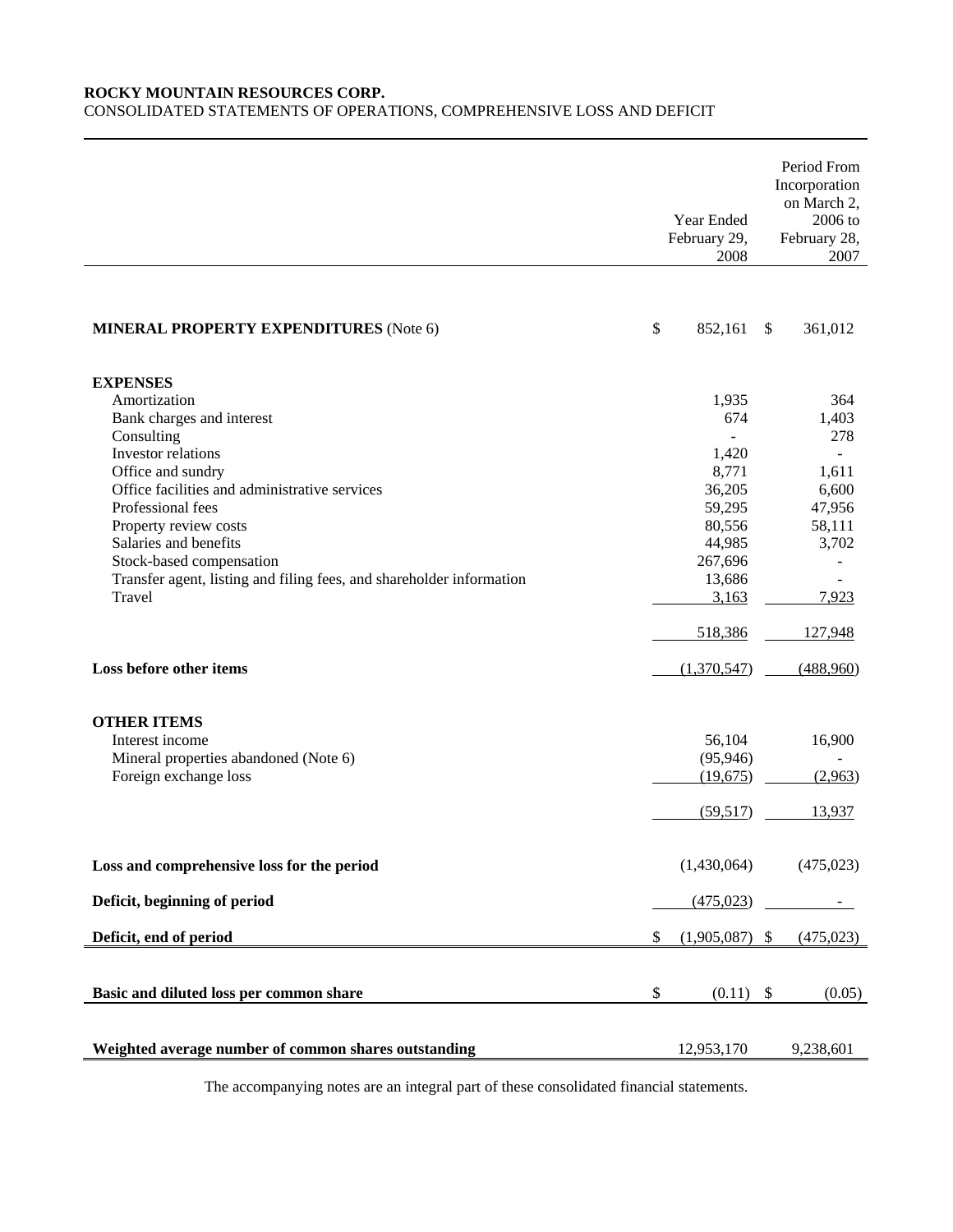**ROCKY MOUNTAIN RESOURCES CORP.**
CONSOLIDATED STATEMENTS OF OPERATIONS, COMPREHENSIVE LOSS AND DEFICIT

| | Year Ended February 29, 2008 | Period From Incorporation on March 2, 2006 to February 28, 2007 |
|---|---|---|
| **MINERAL PROPERTY EXPENDITURES** (Note 6) | $ 852,161 | $ 361,012 |
| **EXPENSES** | | |
| Amortization | 1,935 | 364 |
| Bank charges and interest | 674 | 1,403 |
| Consulting | - | 278 |
| Investor relations | 1,420 | - |
| Office and sundry | 8,771 | 1,611 |
| Office facilities and administrative services | 36,205 | 6,600 |
| Professional fees | 59,295 | 47,956 |
| Property review costs | 80,556 | 58,111 |
| Salaries and benefits | 44,985 | 3,702 |
| Stock-based compensation | 267,696 | - |
| Transfer agent, listing and filing fees, and shareholder information | 13,686 | - |
| Travel | 3,163 | 7,923 |
| | 518,386 | 127,948 |
| **Loss before other items** | (1,370,547) | (488,960) |
| **OTHER ITEMS** | | |
| Interest income | 56,104 | 16,900 |
| Mineral properties abandoned (Note 6) | (95,946) | - |
| Foreign exchange loss | (19,675) | (2,963) |
| | (59,517) | 13,937 |
| **Loss and comprehensive loss for the period** | (1,430,064) | (475,023) |
| **Deficit, beginning of period** | (475,023) | - |
| **Deficit, end of period** | $ (1,905,087) | $ (475,023) |
| **Basic and diluted loss per common share** | $ (0.11) | $ (0.05) |
| **Weighted average number of common shares outstanding** | 12,953,170 | 9,238,601 |

The accompanying notes are an integral part of these consolidated financial statements.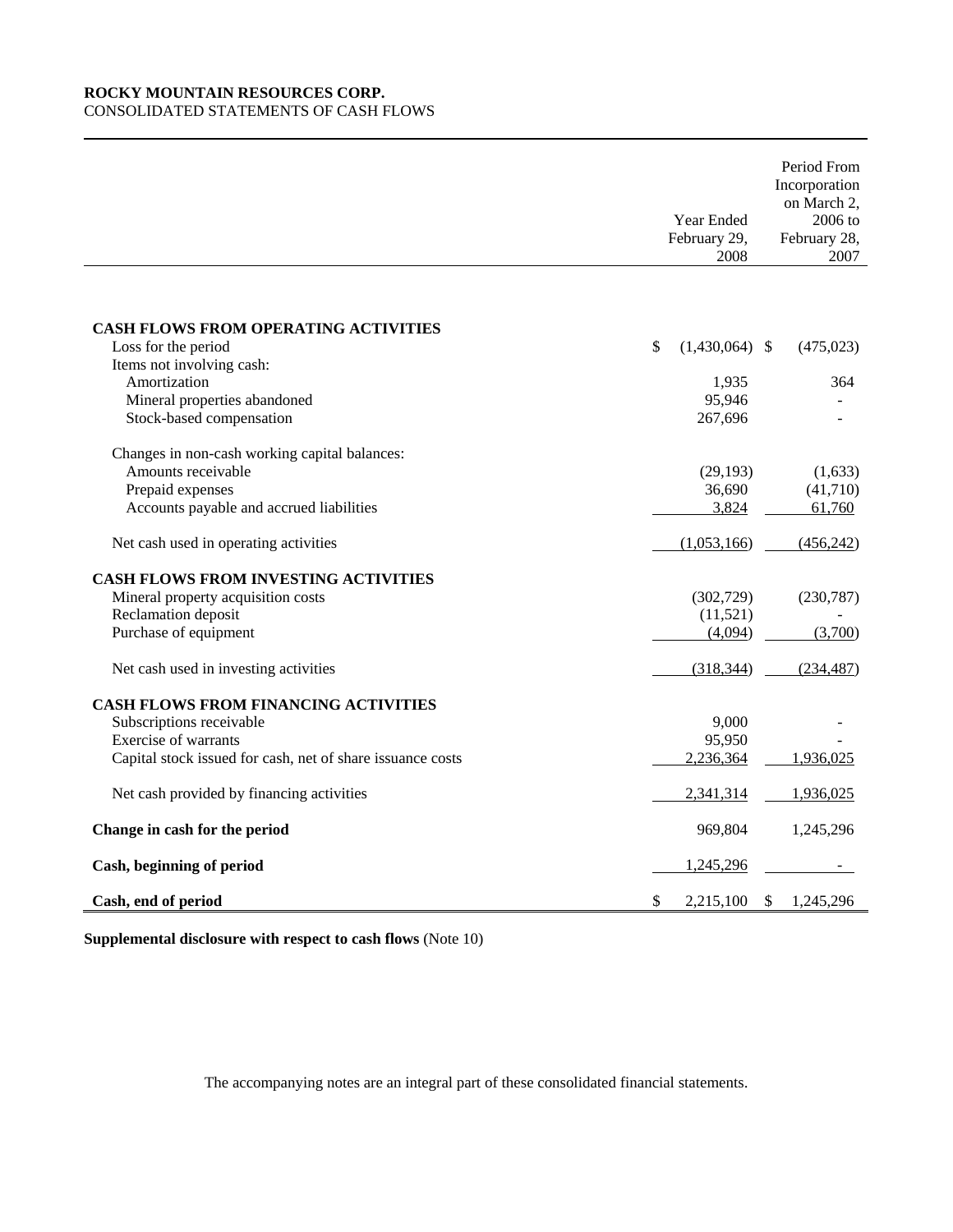**ROCKY MOUNTAIN RESOURCES CORP.**
CONSOLIDATED STATEMENTS OF CASH FLOWS

| | Year Ended February 29, 2008 | Period From Incorporation on March 2, 2006 to February 28, 2007 |
|---|---|---|
| **CASH FLOWS FROM OPERATING ACTIVITIES** | | |
| Loss for the period | $ (1,430,064) | $ (475,023) |
| Items not involving cash: | | |
| Amortization | 1,935 | 364 |
| Mineral properties abandoned | 95,946 | - |
| Stock-based compensation | 267,696 | - |
| Changes in non-cash working capital balances: | | |
| Amounts receivable | (29,193) | (1,633) |
| Prepaid expenses | 36,690 | (41,710) |
| Accounts payable and accrued liabilities | 3,824 | 61,760 |
| Net cash used in operating activities | (1,053,166) | (456,242) |
| **CASH FLOWS FROM INVESTING ACTIVITIES** | | |
| Mineral property acquisition costs | (302,729) | (230,787) |
| Reclamation deposit | (11,521) | - |
| Purchase of equipment | (4,094) | (3,700) |
| Net cash used in investing activities | (318,344) | (234,487) |
| **CASH FLOWS FROM FINANCING ACTIVITIES** | | |
| Subscriptions receivable | 9,000 | - |
| Exercise of warrants | 95,950 | - |
| Capital stock issued for cash, net of share issuance costs | 2,236,364 | 1,936,025 |
| Net cash provided by financing activities | 2,341,314 | 1,936,025 |
| **Change in cash for the period** | 969,804 | 1,245,296 |
| **Cash, beginning of period** | 1,245,296 | - |
| **Cash, end of period** | $ 2,215,100 | $ 1,245,296 |

**Supplemental disclosure with respect to cash flows** (Note 10)

The accompanying notes are an integral part of these consolidated financial statements.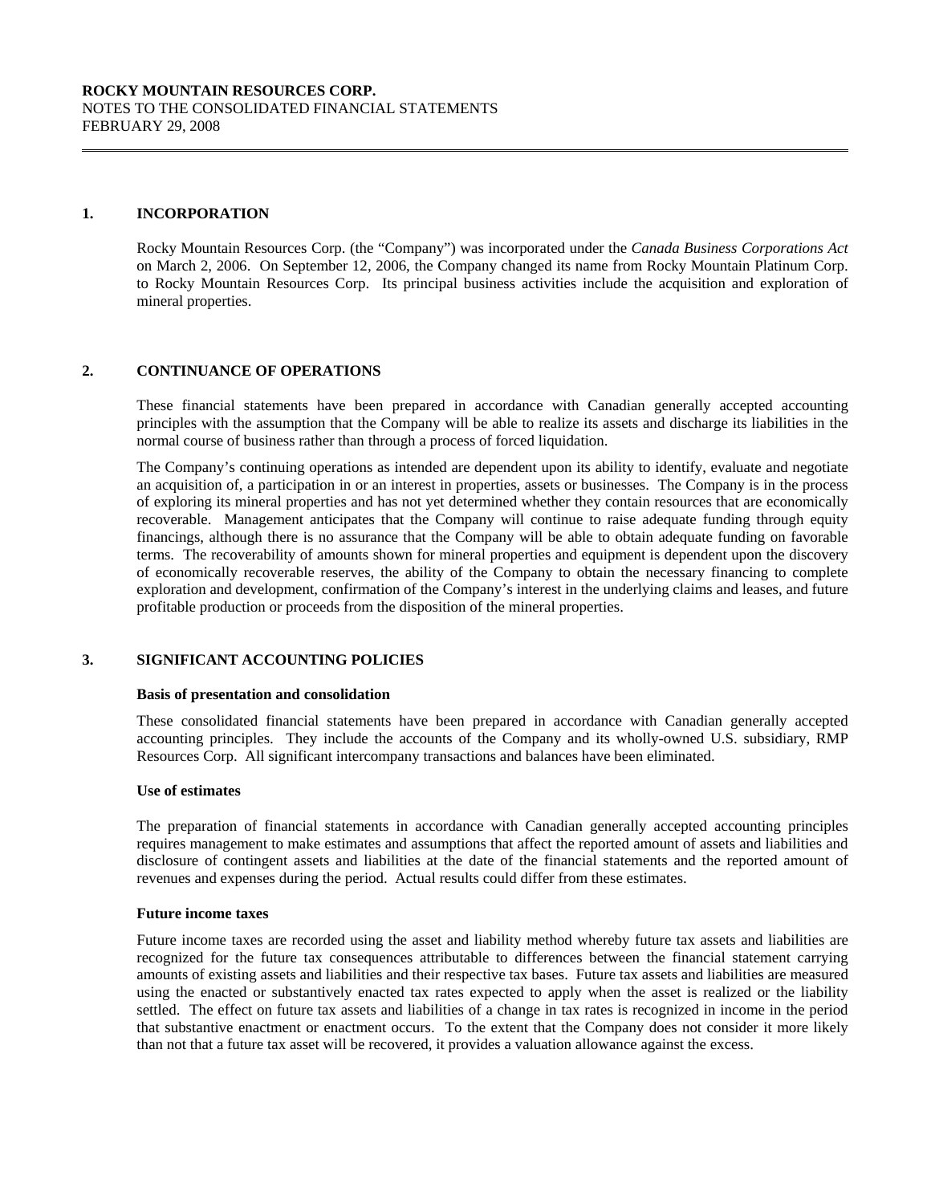## 1. INCORPORATION

Rocky Mountain Resources Corp. (the "Company") was incorporated under the *Canada Business Corporations Act* on March 2, 2006. On September 12, 2006, the Company changed its name from Rocky Mountain Platinum Corp. to Rocky Mountain Resources Corp. Its principal business activities include the acquisition and exploration of mineral properties.

## 2. CONTINUANCE OF OPERATIONS

These financial statements have been prepared in accordance with Canadian generally accepted accounting principles with the assumption that the Company will be able to realize its assets and discharge its liabilities in the normal course of business rather than through a process of forced liquidation.

The Company's continuing operations as intended are dependent upon its ability to identify, evaluate and negotiate an acquisition of, a participation in or an interest in properties, assets or businesses. The Company is in the process of exploring its mineral properties and has not yet determined whether they contain resources that are economically recoverable. Management anticipates that the Company will continue to raise adequate funding through equity financings, although there is no assurance that the Company will be able to obtain adequate funding on favorable terms. The recoverability of amounts shown for mineral properties and equipment is dependent upon the discovery of economically recoverable reserves, the ability of the Company to obtain the necessary financing to complete exploration and development, confirmation of the Company's interest in the underlying claims and leases, and future profitable production or proceeds from the disposition of the mineral properties.

## 3. SIGNIFICANT ACCOUNTING POLICIES

**Basis of presentation and consolidation**

These consolidated financial statements have been prepared in accordance with Canadian generally accepted accounting principles. They include the accounts of the Company and its wholly-owned U.S. subsidiary, RMP Resources Corp. All significant intercompany transactions and balances have been eliminated.

**Use of estimates**

The preparation of financial statements in accordance with Canadian generally accepted accounting principles requires management to make estimates and assumptions that affect the reported amount of assets and liabilities and disclosure of contingent assets and liabilities at the date of the financial statements and the reported amount of revenues and expenses during the period. Actual results could differ from these estimates.

**Future income taxes**

Future income taxes are recorded using the asset and liability method whereby future tax assets and liabilities are recognized for the future tax consequences attributable to differences between the financial statement carrying amounts of existing assets and liabilities and their respective tax bases. Future tax assets and liabilities are measured using the enacted or substantively enacted tax rates expected to apply when the asset is realized or the liability settled. The effect on future tax assets and liabilities of a change in tax rates is recognized in income in the period that substantive enactment or enactment occurs. To the extent that the Company does not consider it more likely than not that a future tax asset will be recovered, it provides a valuation allowance against the excess.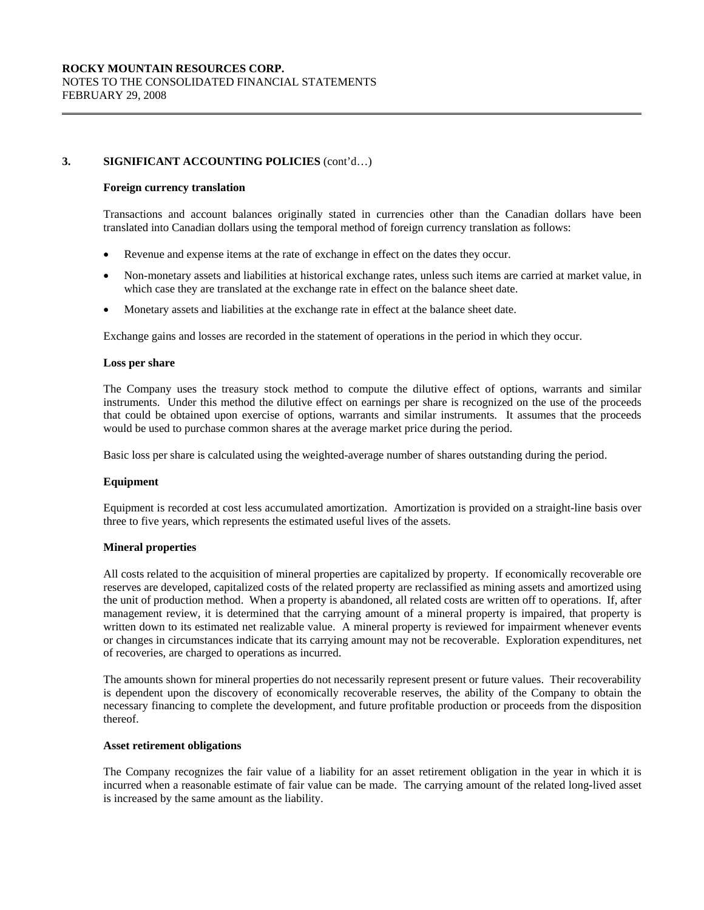## 3. SIGNIFICANT ACCOUNTING POLICIES (cont'd…)

**Foreign currency translation**

Transactions and account balances originally stated in currencies other than the Canadian dollars have been translated into Canadian dollars using the temporal method of foreign currency translation as follows:

- Revenue and expense items at the rate of exchange in effect on the dates they occur.
- Non-monetary assets and liabilities at historical exchange rates, unless such items are carried at market value, in which case they are translated at the exchange rate in effect on the balance sheet date.
- Monetary assets and liabilities at the exchange rate in effect at the balance sheet date.

Exchange gains and losses are recorded in the statement of operations in the period in which they occur.

**Loss per share**

The Company uses the treasury stock method to compute the dilutive effect of options, warrants and similar instruments. Under this method the dilutive effect on earnings per share is recognized on the use of the proceeds that could be obtained upon exercise of options, warrants and similar instruments. It assumes that the proceeds would be used to purchase common shares at the average market price during the period.

Basic loss per share is calculated using the weighted-average number of shares outstanding during the period.

**Equipment**

Equipment is recorded at cost less accumulated amortization. Amortization is provided on a straight-line basis over three to five years, which represents the estimated useful lives of the assets.

**Mineral properties**

All costs related to the acquisition of mineral properties are capitalized by property. If economically recoverable ore reserves are developed, capitalized costs of the related property are reclassified as mining assets and amortized using the unit of production method. When a property is abandoned, all related costs are written off to operations. If, after management review, it is determined that the carrying amount of a mineral property is impaired, that property is written down to its estimated net realizable value. A mineral property is reviewed for impairment whenever events or changes in circumstances indicate that its carrying amount may not be recoverable. Exploration expenditures, net of recoveries, are charged to operations as incurred.

The amounts shown for mineral properties do not necessarily represent present or future values. Their recoverability is dependent upon the discovery of economically recoverable reserves, the ability of the Company to obtain the necessary financing to complete the development, and future profitable production or proceeds from the disposition thereof.

**Asset retirement obligations**

The Company recognizes the fair value of a liability for an asset retirement obligation in the year in which it is incurred when a reasonable estimate of fair value can be made. The carrying amount of the related long-lived asset is increased by the same amount as the liability.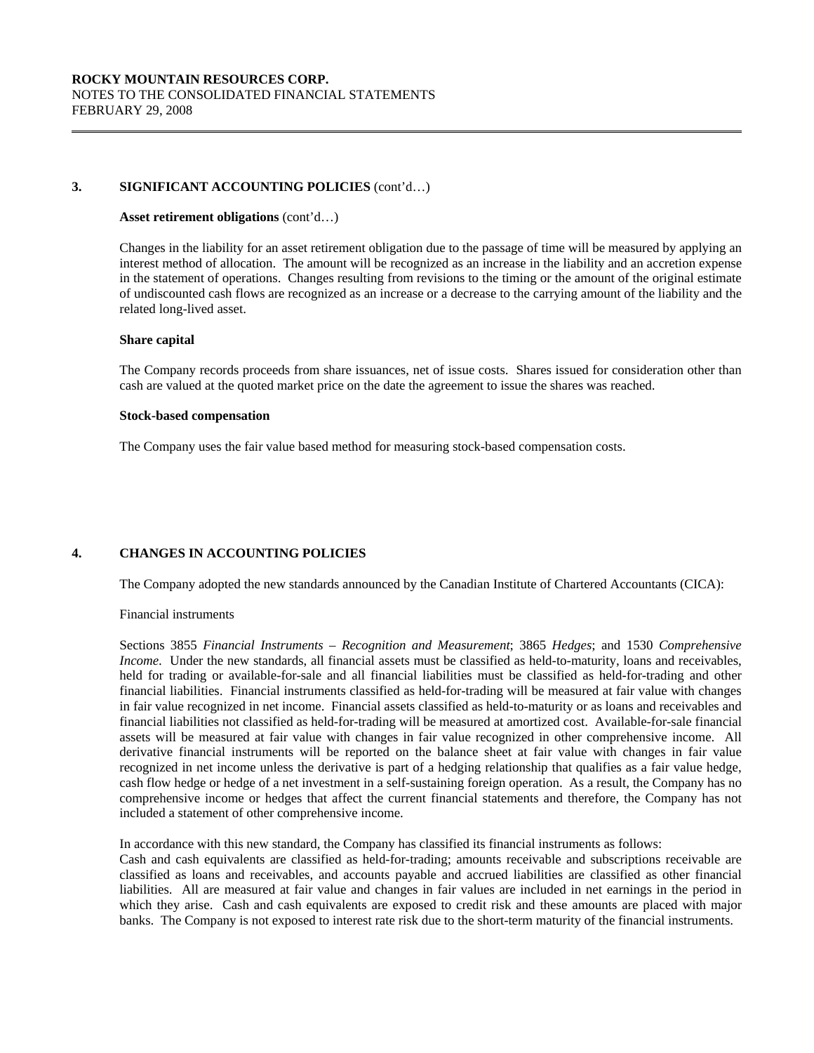## 3. SIGNIFICANT ACCOUNTING POLICIES (cont'd…)

**Asset retirement obligations** (cont'd…)

Changes in the liability for an asset retirement obligation due to the passage of time will be measured by applying an interest method of allocation. The amount will be recognized as an increase in the liability and an accretion expense in the statement of operations. Changes resulting from revisions to the timing or the amount of the original estimate of undiscounted cash flows are recognized as an increase or a decrease to the carrying amount of the liability and the related long-lived asset.

**Share capital**

The Company records proceeds from share issuances, net of issue costs. Shares issued for consideration other than cash are valued at the quoted market price on the date the agreement to issue the shares was reached.

**Stock-based compensation**

The Company uses the fair value based method for measuring stock-based compensation costs.

## 4. CHANGES IN ACCOUNTING POLICIES

The Company adopted the new standards announced by the Canadian Institute of Chartered Accountants (CICA):

Financial instruments

Sections 3855 *Financial Instruments – Recognition and Measurement*; 3865 *Hedges*; and 1530 *Comprehensive Income*. Under the new standards, all financial assets must be classified as held-to-maturity, loans and receivables, held for trading or available-for-sale and all financial liabilities must be classified as held-for-trading and other financial liabilities. Financial instruments classified as held-for-trading will be measured at fair value with changes in fair value recognized in net income. Financial assets classified as held-to-maturity or as loans and receivables and financial liabilities not classified as held-for-trading will be measured at amortized cost. Available-for-sale financial assets will be measured at fair value with changes in fair value recognized in other comprehensive income. All derivative financial instruments will be reported on the balance sheet at fair value with changes in fair value recognized in net income unless the derivative is part of a hedging relationship that qualifies as a fair value hedge, cash flow hedge or hedge of a net investment in a self-sustaining foreign operation. As a result, the Company has no comprehensive income or hedges that affect the current financial statements and therefore, the Company has not included a statement of other comprehensive income.

In accordance with this new standard, the Company has classified its financial instruments as follows:
Cash and cash equivalents are classified as held-for-trading; amounts receivable and subscriptions receivable are classified as loans and receivables, and accounts payable and accrued liabilities are classified as other financial liabilities. All are measured at fair value and changes in fair values are included in net earnings in the period in which they arise. Cash and cash equivalents are exposed to credit risk and these amounts are placed with major banks. The Company is not exposed to interest rate risk due to the short-term maturity of the financial instruments.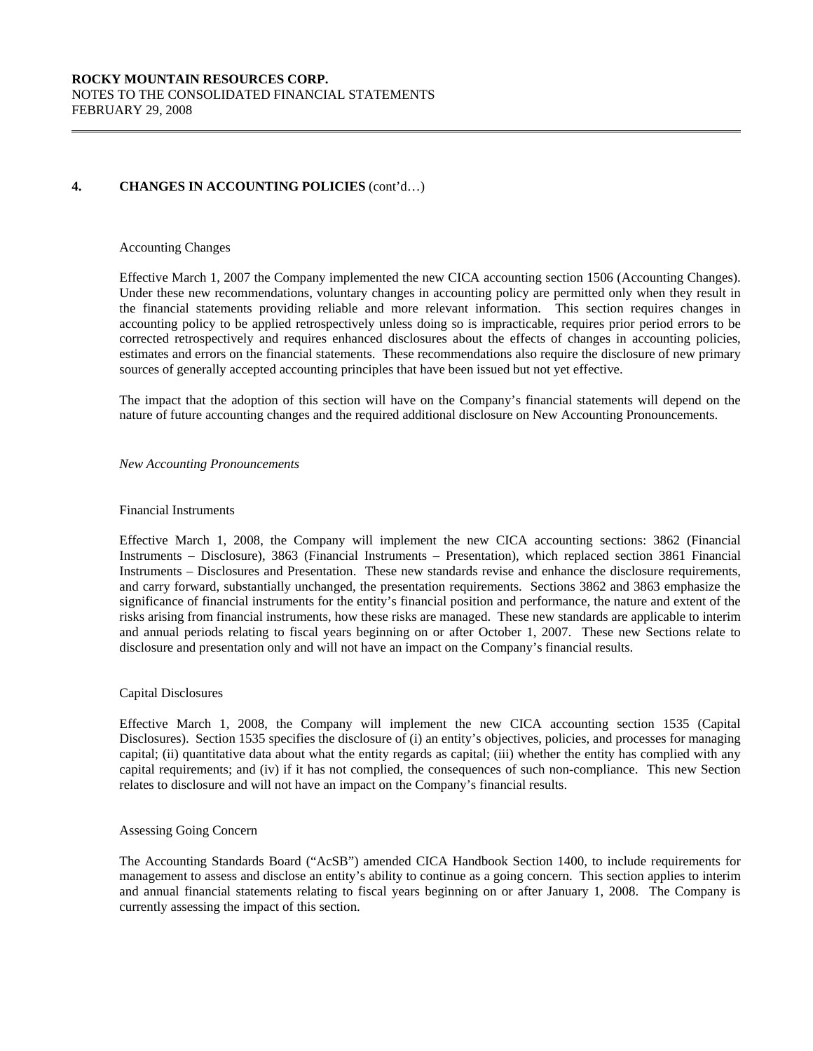## 4. CHANGES IN ACCOUNTING POLICIES (cont'd…)

Accounting Changes

Effective March 1, 2007 the Company implemented the new CICA accounting section 1506 (Accounting Changes). Under these new recommendations, voluntary changes in accounting policy are permitted only when they result in the financial statements providing reliable and more relevant information. This section requires changes in accounting policy to be applied retrospectively unless doing so is impracticable, requires prior period errors to be corrected retrospectively and requires enhanced disclosures about the effects of changes in accounting policies, estimates and errors on the financial statements. These recommendations also require the disclosure of new primary sources of generally accepted accounting principles that have been issued but not yet effective.

The impact that the adoption of this section will have on the Company's financial statements will depend on the nature of future accounting changes and the required additional disclosure on New Accounting Pronouncements.

*New Accounting Pronouncements*

Financial Instruments

Effective March 1, 2008, the Company will implement the new CICA accounting sections: 3862 (Financial Instruments – Disclosure), 3863 (Financial Instruments – Presentation), which replaced section 3861 Financial Instruments – Disclosures and Presentation. These new standards revise and enhance the disclosure requirements, and carry forward, substantially unchanged, the presentation requirements. Sections 3862 and 3863 emphasize the significance of financial instruments for the entity's financial position and performance, the nature and extent of the risks arising from financial instruments, how these risks are managed. These new standards are applicable to interim and annual periods relating to fiscal years beginning on or after October 1, 2007. These new Sections relate to disclosure and presentation only and will not have an impact on the Company's financial results.

Capital Disclosures

Effective March 1, 2008, the Company will implement the new CICA accounting section 1535 (Capital Disclosures). Section 1535 specifies the disclosure of (i) an entity's objectives, policies, and processes for managing capital; (ii) quantitative data about what the entity regards as capital; (iii) whether the entity has complied with any capital requirements; and (iv) if it has not complied, the consequences of such non-compliance. This new Section relates to disclosure and will not have an impact on the Company's financial results.

Assessing Going Concern

The Accounting Standards Board ("AcSB") amended CICA Handbook Section 1400, to include requirements for management to assess and disclose an entity's ability to continue as a going concern. This section applies to interim and annual financial statements relating to fiscal years beginning on or after January 1, 2008. The Company is currently assessing the impact of this section.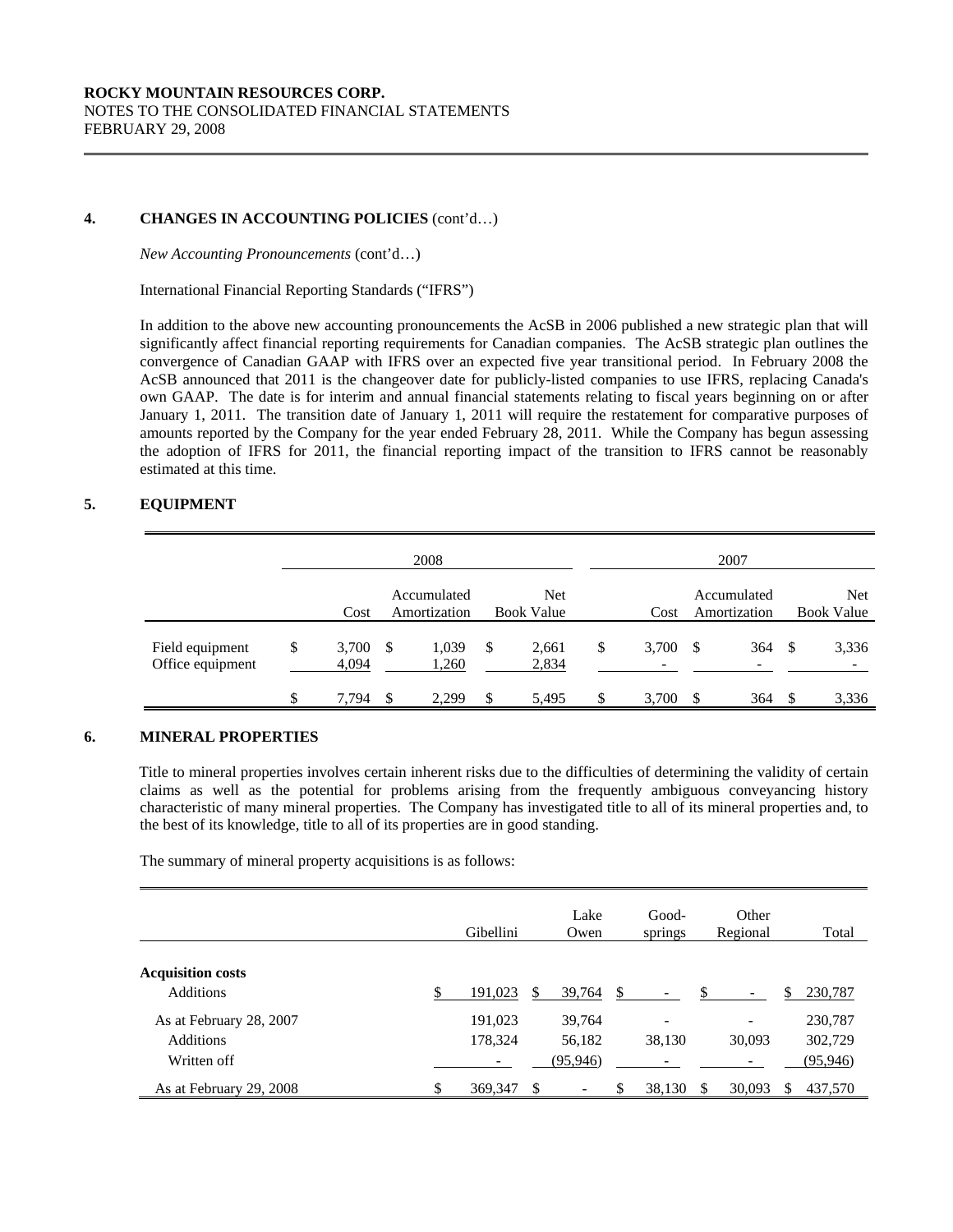## 4. CHANGES IN ACCOUNTING POLICIES (cont'd…)

*New Accounting Pronouncements* (cont'd…)

International Financial Reporting Standards ("IFRS")

In addition to the above new accounting pronouncements the AcSB in 2006 published a new strategic plan that will significantly affect financial reporting requirements for Canadian companies. The AcSB strategic plan outlines the convergence of Canadian GAAP with IFRS over an expected five year transitional period. In February 2008 the AcSB announced that 2011 is the changeover date for publicly-listed companies to use IFRS, replacing Canada's own GAAP. The date is for interim and annual financial statements relating to fiscal years beginning on or after January 1, 2011. The transition date of January 1, 2011 will require the restatement for comparative purposes of amounts reported by the Company for the year ended February 28, 2011. While the Company has begun assessing the adoption of IFRS for 2011, the financial reporting impact of the transition to IFRS cannot be reasonably estimated at this time.

## 5. EQUIPMENT

| | 2008 | | | 2007 | | |
|---|---|---|---|---|---|---|
| | Cost | Accumulated Amortization | Net Book Value | Cost | Accumulated Amortization | Net Book Value |
| Field equipment | $ 3,700 | $ 1,039 | $ 2,661 | $ 3,700 | $ 364 | $ 3,336 |
| Office equipment | 4,094 | 1,260 | 2,834 | - | - | - |
| | $ 7,794 | $ 2,299 | $ 5,495 | $ 3,700 | $ 364 | $ 3,336 |

## 6. MINERAL PROPERTIES

Title to mineral properties involves certain inherent risks due to the difficulties of determining the validity of certain claims as well as the potential for problems arising from the frequently ambiguous conveyancing history characteristic of many mineral properties. The Company has investigated title to all of its mineral properties and, to the best of its knowledge, title to all of its properties are in good standing.

The summary of mineral property acquisitions is as follows:

| | Gibellini | Lake Owen | Good-springs | Other Regional | Total |
|---|---|---|---|---|---|
| **Acquisition costs** | | | | | |
| Additions | $ 191,023 | $ 39,764 | $ - | $ - | $ 230,787 |
| As at February 28, 2007 | 191,023 | 39,764 | - | - | 230,787 |
| Additions | 178,324 | 56,182 | 38,130 | 30,093 | 302,729 |
| Written off | - | (95,946) | - | - | (95,946) |
| As at February 29, 2008 | $ 369,347 | $ - | $ 38,130 | $ 30,093 | $ 437,570 |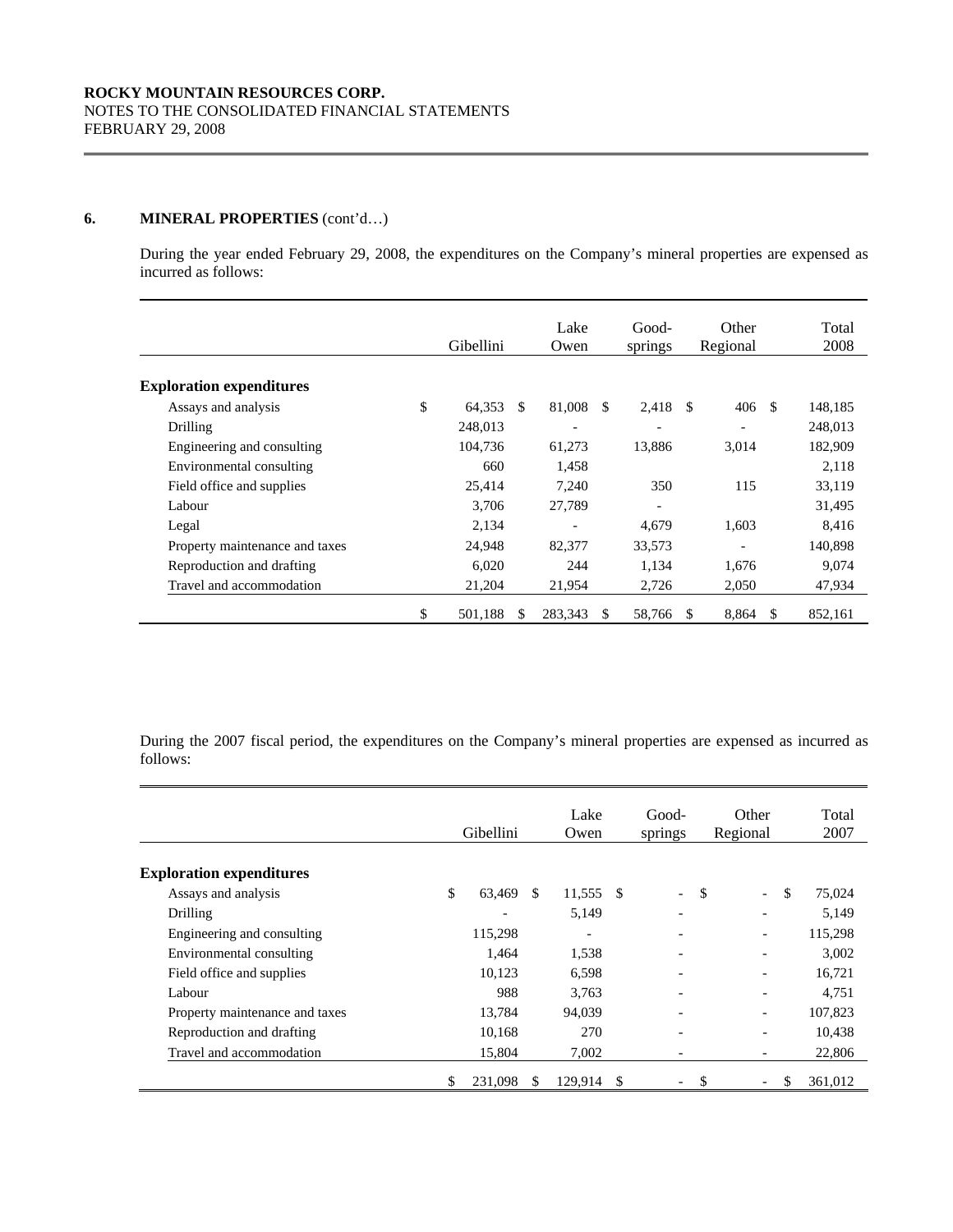**ROCKY MOUNTAIN RESOURCES CORP.**
NOTES TO THE CONSOLIDATED FINANCIAL STATEMENTS
FEBRUARY 29, 2008

## 6. MINERAL PROPERTIES (cont'd…)

During the year ended February 29, 2008, the expenditures on the Company's mineral properties are expensed as incurred as follows:

| | Gibellini | Lake Owen | Good-springs | Other Regional | Total 2008 |
|---|---|---|---|---|---|
| **Exploration expenditures** | | | | | |
| Assays and analysis | $ 64,353 | $ 81,008 | $ 2,418 | $ 406 | $ 148,185 |
| Drilling | 248,013 | - | - | - | 248,013 |
| Engineering and consulting | 104,736 | 61,273 | 13,886 | 3,014 | 182,909 |
| Environmental consulting | 660 | 1,458 | | | 2,118 |
| Field office and supplies | 25,414 | 7,240 | 350 | 115 | 33,119 |
| Labour | 3,706 | 27,789 | - | | 31,495 |
| Legal | 2,134 | - | 4,679 | 1,603 | 8,416 |
| Property maintenance and taxes | 24,948 | 82,377 | 33,573 | - | 140,898 |
| Reproduction and drafting | 6,020 | 244 | 1,134 | 1,676 | 9,074 |
| Travel and accommodation | 21,204 | 21,954 | 2,726 | 2,050 | 47,934 |
| | $ 501,188 | $ 283,343 | $ 58,766 | $ 8,864 | $ 852,161 |

During the 2007 fiscal period, the expenditures on the Company's mineral properties are expensed as incurred as follows:

| | Gibellini | Lake Owen | Good-springs | Other Regional | Total 2007 |
|---|---|---|---|---|---|
| **Exploration expenditures** | | | | | |
| Assays and analysis | $ 63,469 | $ 11,555 | $ - | $ - | $ 75,024 |
| Drilling | - | 5,149 | - | - | 5,149 |
| Engineering and consulting | 115,298 | - | - | - | 115,298 |
| Environmental consulting | 1,464 | 1,538 | - | - | 3,002 |
| Field office and supplies | 10,123 | 6,598 | - | - | 16,721 |
| Labour | 988 | 3,763 | - | - | 4,751 |
| Property maintenance and taxes | 13,784 | 94,039 | - | - | 107,823 |
| Reproduction and drafting | 10,168 | 270 | - | - | 10,438 |
| Travel and accommodation | 15,804 | 7,002 | - | - | 22,806 |
| | $ 231,098 | $ 129,914 | $ - | $ - | $ 361,012 |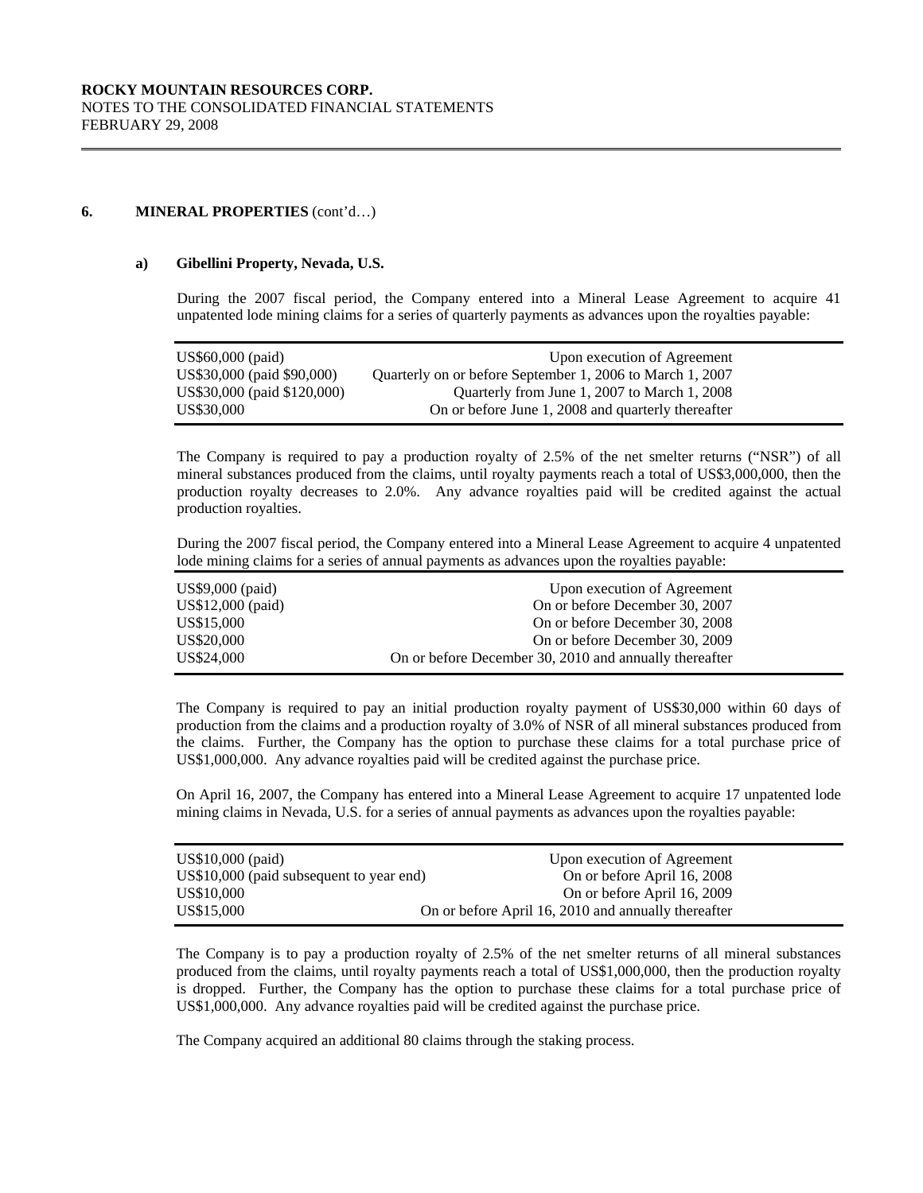**ROCKY MOUNTAIN RESOURCES CORP.**
NOTES TO THE CONSOLIDATED FINANCIAL STATEMENTS
FEBRUARY 29, 2008

## 6. MINERAL PROPERTIES (cont'd…)

### a) Gibellini Property, Nevada, U.S.

During the 2007 fiscal period, the Company entered into a Mineral Lease Agreement to acquire 41 unpatented lode mining claims for a series of quarterly payments as advances upon the royalties payable:

| | |
|---|---|
| US$60,000 (paid) | Upon execution of Agreement |
| US$30,000 (paid $90,000) | Quarterly on or before September 1, 2006 to March 1, 2007 |
| US$30,000 (paid $120,000) | Quarterly from June 1, 2007 to March 1, 2008 |
| US$30,000 | On or before June 1, 2008 and quarterly thereafter |

The Company is required to pay a production royalty of 2.5% of the net smelter returns ("NSR") of all mineral substances produced from the claims, until royalty payments reach a total of US$3,000,000, then the production royalty decreases to 2.0%. Any advance royalties paid will be credited against the actual production royalties.

During the 2007 fiscal period, the Company entered into a Mineral Lease Agreement to acquire 4 unpatented lode mining claims for a series of annual payments as advances upon the royalties payable:

| | |
|---|---|
| US$9,000 (paid) | Upon execution of Agreement |
| US$12,000 (paid) | On or before December 30, 2007 |
| US$15,000 | On or before December 30, 2008 |
| US$20,000 | On or before December 30, 2009 |
| US$24,000 | On or before December 30, 2010 and annually thereafter |

The Company is required to pay an initial production royalty payment of US$30,000 within 60 days of production from the claims and a production royalty of 3.0% of NSR of all mineral substances produced from the claims. Further, the Company has the option to purchase these claims for a total purchase price of US$1,000,000. Any advance royalties paid will be credited against the purchase price.

On April 16, 2007, the Company has entered into a Mineral Lease Agreement to acquire 17 unpatented lode mining claims in Nevada, U.S. for a series of annual payments as advances upon the royalties payable:

| | |
|---|---|
| US$10,000 (paid) | Upon execution of Agreement |
| US$10,000 (paid subsequent to year end) | On or before April 16, 2008 |
| US$10,000 | On or before April 16, 2009 |
| US$15,000 | On or before April 16, 2010 and annually thereafter |

The Company is to pay a production royalty of 2.5% of the net smelter returns of all mineral substances produced from the claims, until royalty payments reach a total of US$1,000,000, then the production royalty is dropped. Further, the Company has the option to purchase these claims for a total purchase price of US$1,000,000. Any advance royalties paid will be credited against the purchase price.

The Company acquired an additional 80 claims through the staking process.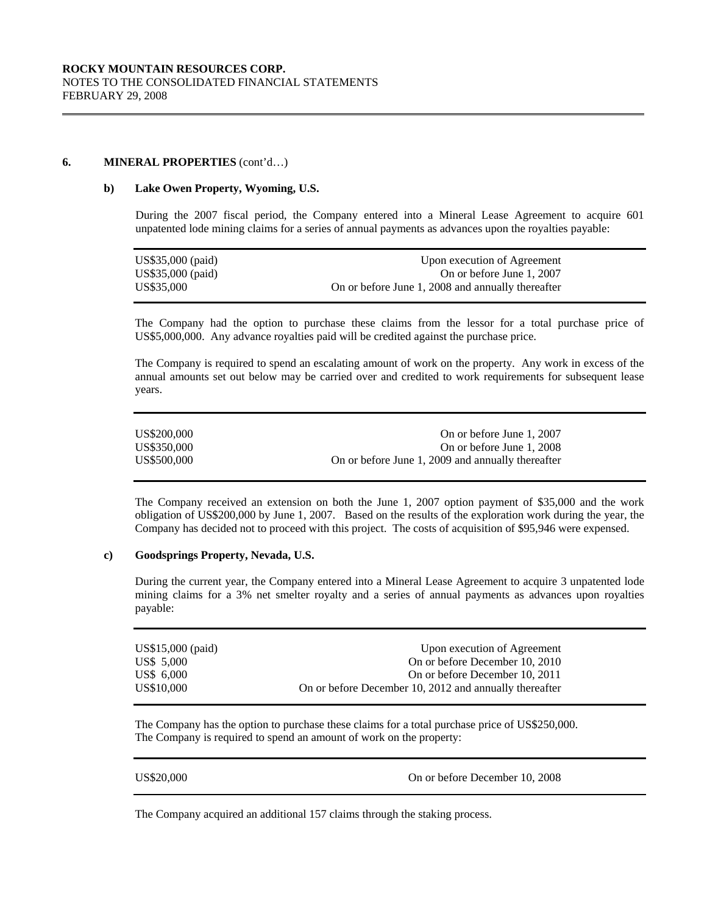## 6. MINERAL PROPERTIES (cont'd…)

### b) Lake Owen Property, Wyoming, U.S.

During the 2007 fiscal period, the Company entered into a Mineral Lease Agreement to acquire 601 unpatented lode mining claims for a series of annual payments as advances upon the royalties payable:

| | |
|---|---|
| US$35,000 (paid) | Upon execution of Agreement |
| US$35,000 (paid) | On or before June 1, 2007 |
| US$35,000 | On or before June 1, 2008 and annually thereafter |

The Company had the option to purchase these claims from the lessor for a total purchase price of US$5,000,000. Any advance royalties paid will be credited against the purchase price.

The Company is required to spend an escalating amount of work on the property. Any work in excess of the annual amounts set out below may be carried over and credited to work requirements for subsequent lease years.

| | |
|---|---|
| US$200,000 | On or before June 1, 2007 |
| US$350,000 | On or before June 1, 2008 |
| US$500,000 | On or before June 1, 2009 and annually thereafter |

The Company received an extension on both the June 1, 2007 option payment of $35,000 and the work obligation of US$200,000 by June 1, 2007. Based on the results of the exploration work during the year, the Company has decided not to proceed with this project. The costs of acquisition of $95,946 were expensed.

### c) Goodsprings Property, Nevada, U.S.

During the current year, the Company entered into a Mineral Lease Agreement to acquire 3 unpatented lode mining claims for a 3% net smelter royalty and a series of annual payments as advances upon royalties payable:

| | |
|---|---|
| US$15,000 (paid) | Upon execution of Agreement |
| US$ 5,000 | On or before December 10, 2010 |
| US$ 6,000 | On or before December 10, 2011 |
| US$10,000 | On or before December 10, 2012 and annually thereafter |

The Company has the option to purchase these claims for a total purchase price of US$250,000.
The Company is required to spend an amount of work on the property:

| | |
|---|---|
| US$20,000 | On or before December 10, 2008 |

The Company acquired an additional 157 claims through the staking process.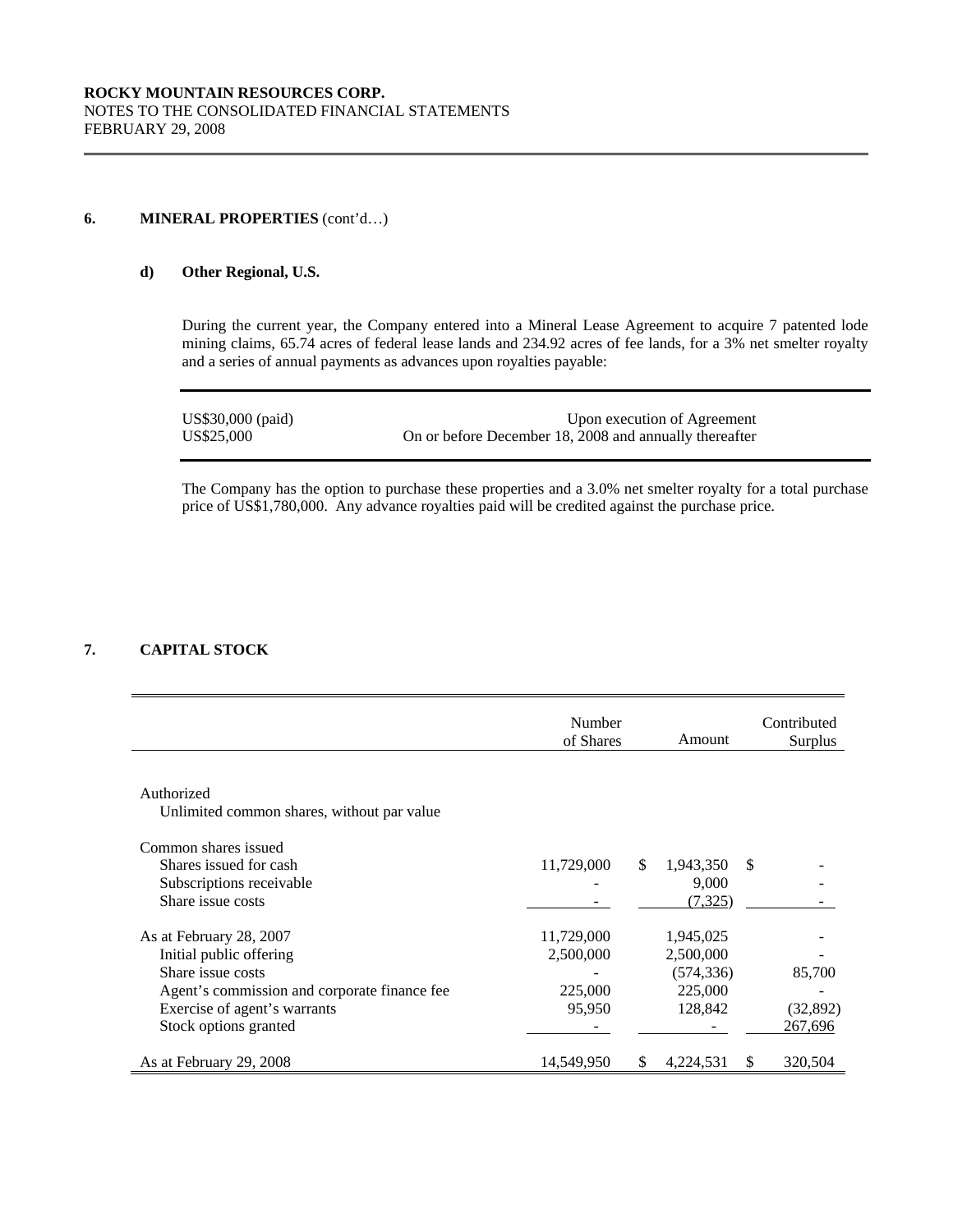## 6. MINERAL PROPERTIES (cont'd…)

### d) Other Regional, U.S.

During the current year, the Company entered into a Mineral Lease Agreement to acquire 7 patented lode mining claims, 65.74 acres of federal lease lands and 234.92 acres of fee lands, for a 3% net smelter royalty and a series of annual payments as advances upon royalties payable:

| | |
|---|---|
| US$30,000 (paid) | Upon execution of Agreement |
| US$25,000 | On or before December 18, 2008 and annually thereafter |

The Company has the option to purchase these properties and a 3.0% net smelter royalty for a total purchase price of US$1,780,000. Any advance royalties paid will be credited against the purchase price.

## 7. CAPITAL STOCK

| | Number of Shares | Amount | Contributed Surplus |
|---|---|---|---|
| Authorized | | | |
| Unlimited common shares, without par value | | | |
| Common shares issued | | | |
| Shares issued for cash | 11,729,000 | $ 1,943,350 | $ - |
| Subscriptions receivable | - | 9,000 | - |
| Share issue costs | - | (7,325) | - |
| As at February 28, 2007 | 11,729,000 | 1,945,025 | - |
| Initial public offering | 2,500,000 | 2,500,000 | - |
| Share issue costs | - | (574,336) | 85,700 |
| Agent's commission and corporate finance fee | 225,000 | 225,000 | - |
| Exercise of agent's warrants | 95,950 | 128,842 | (32,892) |
| Stock options granted | - | - | 267,696 |
| As at February 29, 2008 | 14,549,950 | $ 4,224,531 | $ 320,504 |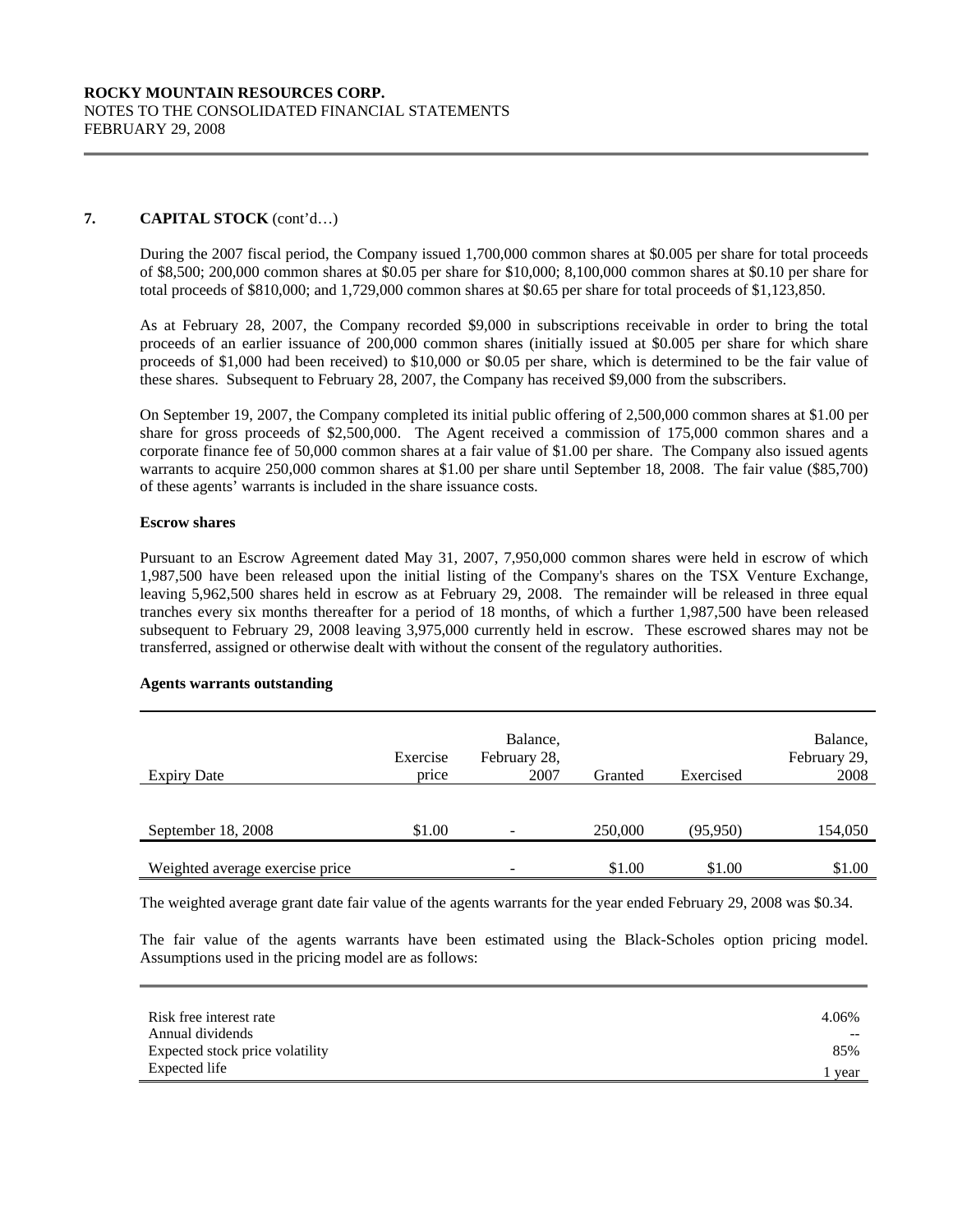## 7. CAPITAL STOCK (cont'd…)

During the 2007 fiscal period, the Company issued 1,700,000 common shares at $0.005 per share for total proceeds of $8,500; 200,000 common shares at $0.05 per share for $10,000; 8,100,000 common shares at $0.10 per share for total proceeds of $810,000; and 1,729,000 common shares at $0.65 per share for total proceeds of $1,123,850.

As at February 28, 2007, the Company recorded $9,000 in subscriptions receivable in order to bring the total proceeds of an earlier issuance of 200,000 common shares (initially issued at $0.005 per share for which share proceeds of $1,000 had been received) to $10,000 or $0.05 per share, which is determined to be the fair value of these shares. Subsequent to February 28, 2007, the Company has received $9,000 from the subscribers.

On September 19, 2007, the Company completed its initial public offering of 2,500,000 common shares at $1.00 per share for gross proceeds of $2,500,000. The Agent received a commission of 175,000 common shares and a corporate finance fee of 50,000 common shares at a fair value of $1.00 per share. The Company also issued agents warrants to acquire 250,000 common shares at $1.00 per share until September 18, 2008. The fair value ($85,700) of these agents' warrants is included in the share issuance costs.

### Escrow shares

Pursuant to an Escrow Agreement dated May 31, 2007, 7,950,000 common shares were held in escrow of which 1,987,500 have been released upon the initial listing of the Company's shares on the TSX Venture Exchange, leaving 5,962,500 shares held in escrow as at February 29, 2008. The remainder will be released in three equal tranches every six months thereafter for a period of 18 months, of which a further 1,987,500 have been released subsequent to February 29, 2008 leaving 3,975,000 currently held in escrow. These escrowed shares may not be transferred, assigned or otherwise dealt with without the consent of the regulatory authorities.

### Agents warrants outstanding

| Expiry Date | Exercise price | Balance, February 28, 2007 | Granted | Exercised | Balance, February 29, 2008 |
|---|---|---|---|---|---|
| September 18, 2008 | $1.00 | - | 250,000 | (95,950) | 154,050 |
| Weighted average exercise price | | - | $1.00 | $1.00 | $1.00 |

The weighted average grant date fair value of the agents warrants for the year ended February 29, 2008 was $0.34.

The fair value of the agents warrants have been estimated using the Black-Scholes option pricing model. Assumptions used in the pricing model are as follows:

| | |
|---|---|
| Risk free interest rate | 4.06% |
| Annual dividends | -- |
| Expected stock price volatility | 85% |
| Expected life | 1 year |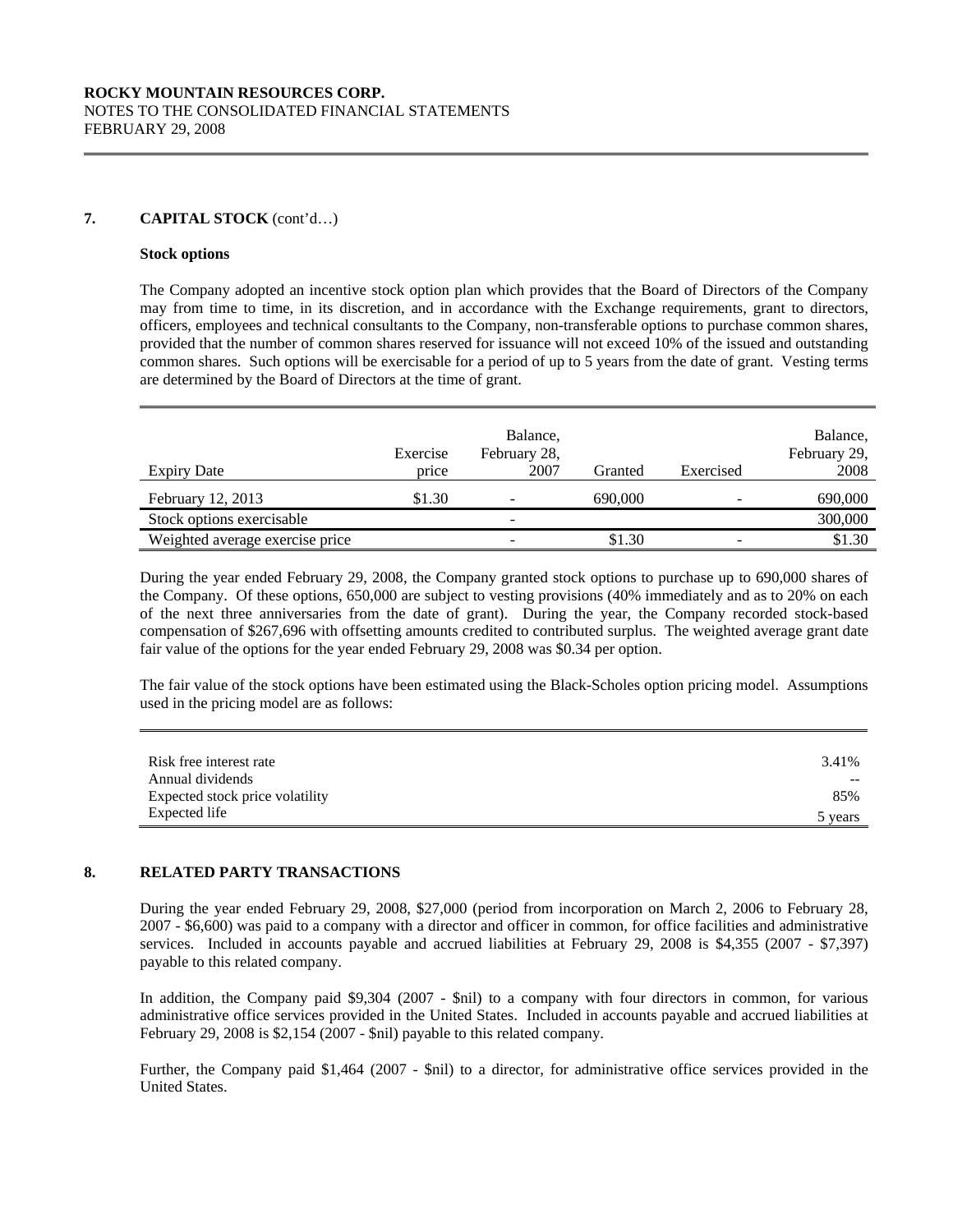ROCKY MOUNTAIN RESOURCES CORP.
NOTES TO THE CONSOLIDATED FINANCIAL STATEMENTS
FEBRUARY 29, 2008

## 7. CAPITAL STOCK (cont'd…)

### Stock options

The Company adopted an incentive stock option plan which provides that the Board of Directors of the Company may from time to time, in its discretion, and in accordance with the Exchange requirements, grant to directors, officers, employees and technical consultants to the Company, non-transferable options to purchase common shares, provided that the number of common shares reserved for issuance will not exceed 10% of the issued and outstanding common shares. Such options will be exercisable for a period of up to 5 years from the date of grant. Vesting terms are determined by the Board of Directors at the time of grant.

| Expiry Date | Exercise price | Balance, February 28, 2007 | Granted | Exercised | Balance, February 29, 2008 |
|---|---|---|---|---|---|
| February 12, 2013 | \$1.30 | - | 690,000 | - | 690,000 |
| Stock options exercisable | | - | | | 300,000 |
| Weighted average exercise price | | - | \$1.30 | - | \$1.30 |

During the year ended February 29, 2008, the Company granted stock options to purchase up to 690,000 shares of the Company. Of these options, 650,000 are subject to vesting provisions (40% immediately and as to 20% on each of the next three anniversaries from the date of grant). During the year, the Company recorded stock-based compensation of \$267,696 with offsetting amounts credited to contributed surplus. The weighted average grant date fair value of the options for the year ended February 29, 2008 was \$0.34 per option.

The fair value of the stock options have been estimated using the Black-Scholes option pricing model. Assumptions used in the pricing model are as follows:

| | |
|---|---|
| Risk free interest rate | 3.41% |
| Annual dividends | -- |
| Expected stock price volatility | 85% |
| Expected life | 5 years |

## 8. RELATED PARTY TRANSACTIONS

During the year ended February 29, 2008, \$27,000 (period from incorporation on March 2, 2006 to February 28, 2007 - \$6,600) was paid to a company with a director and officer in common, for office facilities and administrative services. Included in accounts payable and accrued liabilities at February 29, 2008 is \$4,355 (2007 - \$7,397) payable to this related company.

In addition, the Company paid \$9,304 (2007 - \$nil) to a company with four directors in common, for various administrative office services provided in the United States. Included in accounts payable and accrued liabilities at February 29, 2008 is \$2,154 (2007 - \$nil) payable to this related company.

Further, the Company paid \$1,464 (2007 - \$nil) to a director, for administrative office services provided in the United States.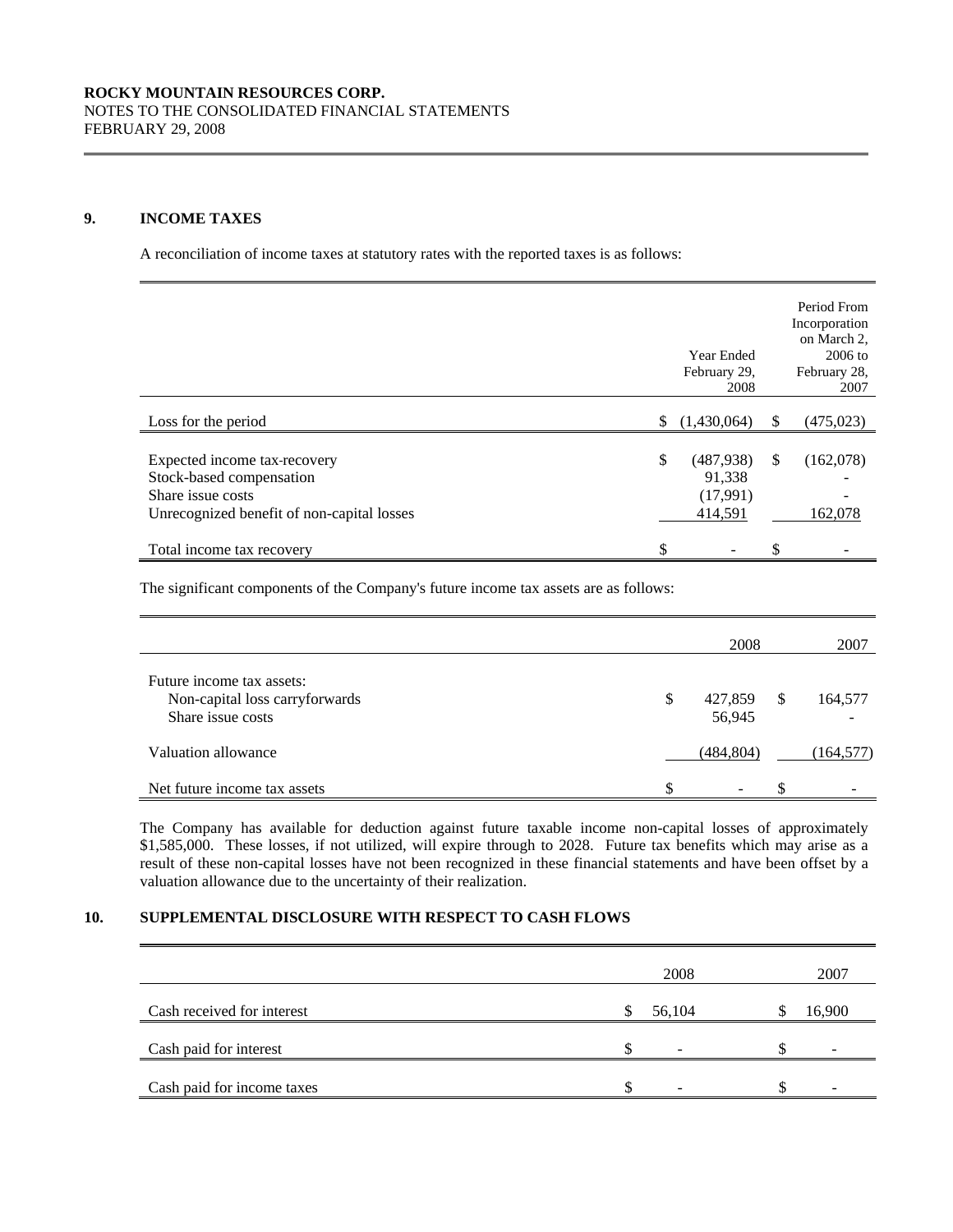## 9. INCOME TAXES

A reconciliation of income taxes at statutory rates with the reported taxes is as follows:

| | Year Ended February 29, 2008 | Period From Incorporation on March 2, 2006 to February 28, 2007 |
|---|---|---|
| Loss for the period | $ (1,430,064) | $ (475,023) |
| Expected income tax-recovery | $ (487,938) | $ (162,078) |
| Stock-based compensation | 91,338 | - |
| Share issue costs | (17,991) | - |
| Unrecognized benefit of non-capital losses | 414,591 | 162,078 |
| Total income tax recovery | $ - | $ - |

The significant components of the Company's future income tax assets are as follows:

| | 2008 | 2007 |
|---|---|---|
| Future income tax assets: | | |
| Non-capital loss carryforwards | $ 427,859 | $ 164,577 |
| Share issue costs | 56,945 | - |
| Valuation allowance | (484,804) | (164,577) |
| Net future income tax assets | $ - | $ - |

The Company has available for deduction against future taxable income non-capital losses of approximately $1,585,000. These losses, if not utilized, will expire through to 2028. Future tax benefits which may arise as a result of these non-capital losses have not been recognized in these financial statements and have been offset by a valuation allowance due to the uncertainty of their realization.

## 10. SUPPLEMENTAL DISCLOSURE WITH RESPECT TO CASH FLOWS

| | 2008 | 2007 |
|---|---|---|
| Cash received for interest | $ 56,104 | $ 16,900 |
| Cash paid for interest | $ - | $ - |
| Cash paid for income taxes | $ - | $ - |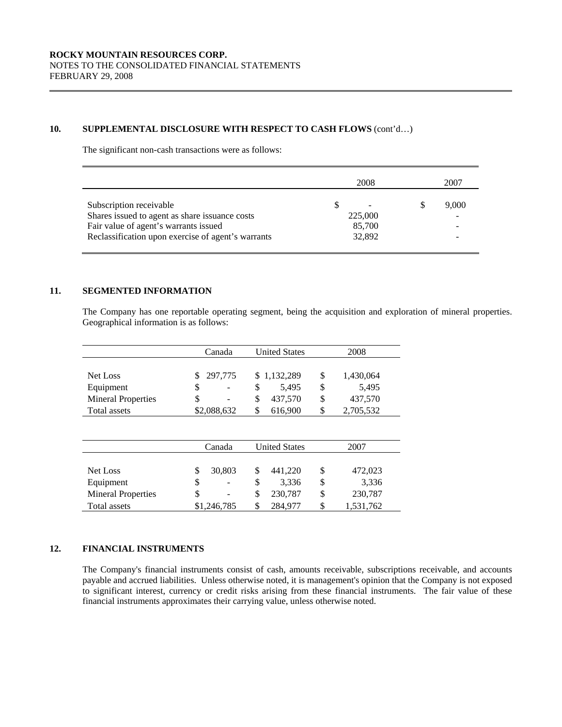**ROCKY MOUNTAIN RESOURCES CORP.**
NOTES TO THE CONSOLIDATED FINANCIAL STATEMENTS
FEBRUARY 29, 2008

## 10. SUPPLEMENTAL DISCLOSURE WITH RESPECT TO CASH FLOWS (cont'd…)

The significant non-cash transactions were as follows:

| | 2008 | 2007 |
|---|---|---|
| Subscription receivable | $ - | $ 9,000 |
| Shares issued to agent as share issuance costs | 225,000 | - |
| Fair value of agent's warrants issued | 85,700 | - |
| Reclassification upon exercise of agent's warrants | 32,892 | - |

## 11. SEGMENTED INFORMATION

The Company has one reportable operating segment, being the acquisition and exploration of mineral properties. Geographical information is as follows:

| | Canada | United States | 2008 |
|---|---|---|---|
| Net Loss | $ 297,775 | $ 1,132,289 | $ 1,430,064 |
| Equipment | $ - | $ 5,495 | $ 5,495 |
| Mineral Properties | $ - | $ 437,570 | $ 437,570 |
| Total assets | $2,088,632 | $ 616,900 | $ 2,705,532 |

| | Canada | United States | 2007 |
|---|---|---|---|
| Net Loss | $ 30,803 | $ 441,220 | $ 472,023 |
| Equipment | $ - | $ 3,336 | $ 3,336 |
| Mineral Properties | $ - | $ 230,787 | $ 230,787 |
| Total assets | $1,246,785 | $ 284,977 | $ 1,531,762 |

## 12. FINANCIAL INSTRUMENTS

The Company's financial instruments consist of cash, amounts receivable, subscriptions receivable, and accounts payable and accrued liabilities. Unless otherwise noted, it is management's opinion that the Company is not exposed to significant interest, currency or credit risks arising from these financial instruments. The fair value of these financial instruments approximates their carrying value, unless otherwise noted.